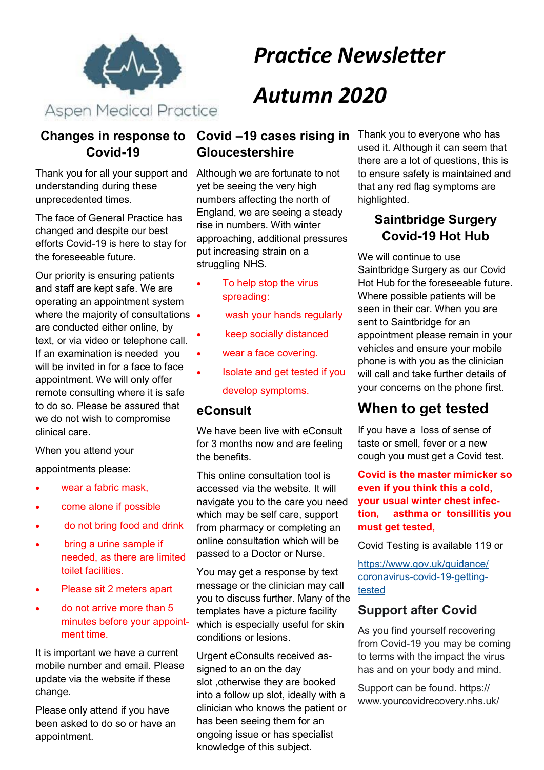Aspen Medical Practice

# *Practice Newsletter*

# *Autumn 2020*

## Changes in response to Covid-19

Thank you for all your support and understanding during these unprecedented times.

The face of General Practice has changed and despite our best efforts Covid-19 is here to stay for the foreseeable future.

Our priority is ensuring patients and staff are kept safe. We are operating an appointment system where the majority of consultations are conducted either online, by text, or via video or telephone call. If an examination is needed you will be invited in for a face to face appointment. We will only offer remote consulting where it is safe to do so. Please be assured that we do not wish to compromise clinical care.

When you attend your

appointments please:

- wear a fabric mask,
- come alone if possible
- do not bring food and drink
- bring a urine sample if needed, as there are limited toilet facilities.
- Please sit 2 meters apart
- do not arrive more than 5 minutes before your appointment time.

It is important we have a current mobile number and email. Please update via the website if these change.

Please only attend if you have been asked to do so or have an appointment.

## Covid –19 cases rising in Gloucestershire

Although we are fortunate to not yet be seeing the very high numbers affecting the north of England, we are seeing a steady rise in numbers. With winter approaching, additional pressures put increasing strain on a struggling NHS.

- To help stop the virus spreading:
- wash your hands regularly
- keep socially distanced
- wear a face covering.
- Isolate and get tested if you develop symptoms.

## eConsult

We have been live with eConsult for 3 months now and are feeling the benefits.

This online consultation tool is accessed via the website. It will navigate you to the care you need which may be self care, support from pharmacy or completing an online consultation which will be passed to a Doctor or Nurse.

You may get a response by text message or the clinician may call you to discuss further. Many of the templates have a picture facility which is especially useful for skin conditions or lesions.

Urgent eConsults received assigned to an on the day slot ,otherwise they are booked into a follow up slot, ideally with a clinician who knows the patient or has been seeing them for an ongoing issue or has specialist knowledge of this subject.

Thank you to everyone who has used it. Although it can seem that there are a lot of questions, this is to ensure safety is maintained and that any red flag symptoms are highlighted.

## Saintbridge Surgery Covid-19 Hot Hub

We will continue to use Saintbridge Surgery as our Covid Hot Hub for the foreseeable future. Where possible patients will be seen in their car. When you are sent to Saintbridge for an appointment please remain in your vehicles and ensure your mobile phone is with you as the clinician will call and take further details of your concerns on the phone first.

## When to get tested

If you have a loss of sense of taste or smell, fever or a new cough you must get a Covid test.

**Covid is the master mimicker so even if you think this a cold, your usual winter chest infection, asthma or tonsillitis you must get tested,**

Covid Testing is available 119 or

https://www.gov.uk/guidance/coronavirus-covid-19-getting-tested

## Support after Covid

As you find yourself recovering from Covid-19 you may be coming to terms with the impact the virus has and on your body and mind.

Support can be found. https://www.yourcovidrecovery.nhs.uk/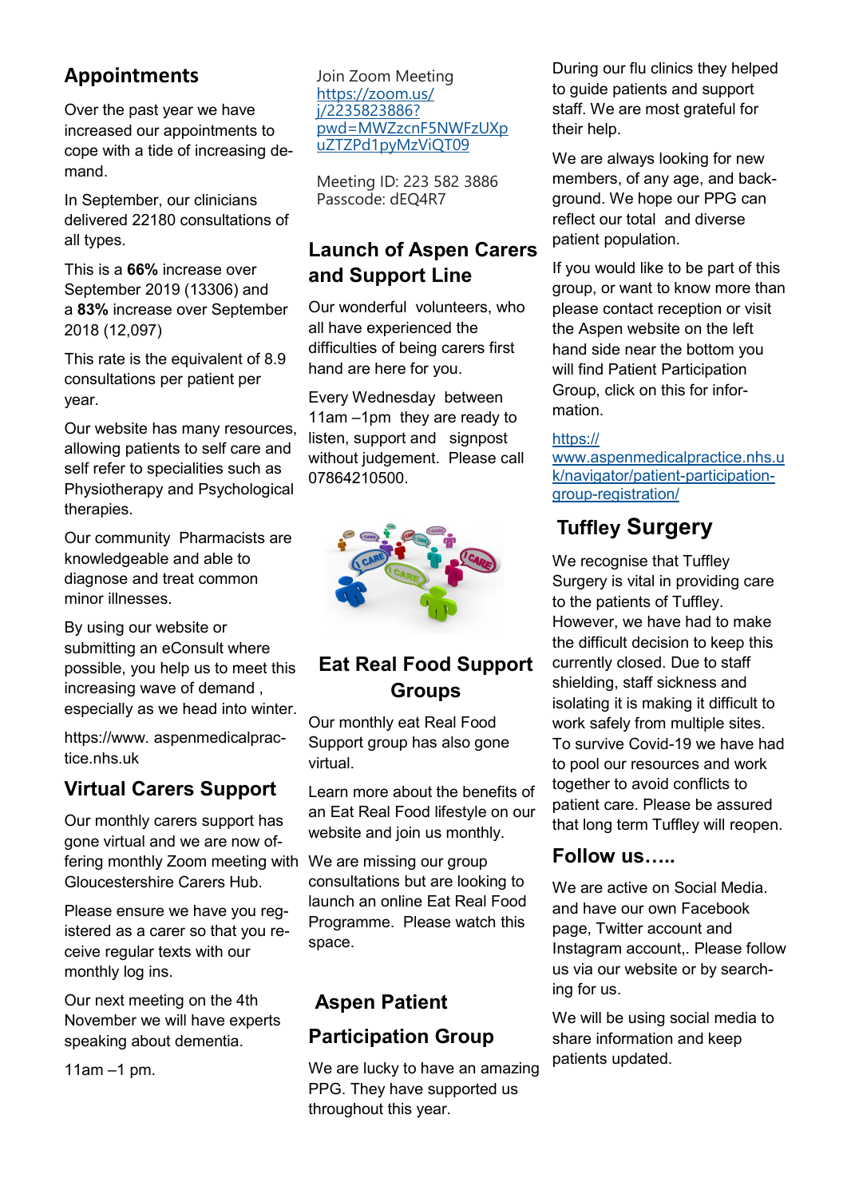## Appointments

Over the past year we have increased our appointments to cope with a tide of increasing demand.

In September, our clinicians delivered 22180 consultations of all types.

This is a **66%** increase over September 2019 (13306) and a **83%** increase over September 2018 (12,097)

This rate is the equivalent of 8.9 consultations per patient per year.

Our website has many resources, allowing patients to self care and self refer to specialities such as Physiotherapy and Psychological therapies.

Our community Pharmacists are knowledgeable and able to diagnose and treat common minor illnesses.

By using our website or submitting an eConsult where possible, you help us to meet this increasing wave of demand , especially as we head into winter.

https://www. aspenmedicalpractice.nhs.uk

## Virtual Carers Support

Our monthly carers support has gone virtual and we are now offering monthly Zoom meeting with Gloucestershire Carers Hub.

Please ensure we have you registered as a carer so that you receive regular texts with our monthly log ins.

Our next meeting on the 4th November we will have experts speaking about dementia.

11am –1 pm.

Join Zoom Meeting
https://zoom.us/j/2235823886?pwd=MWZzcnF5NWFzUXpuZTZPd1pyMzViQT09

Meeting ID: 223 582 3886
Passcode: dEQ4R7

## Launch of Aspen Carers and Support Line

Our wonderful volunteers, who all have experienced the difficulties of being carers first hand are here for you.

Every Wednesday between 11am –1pm they are ready to listen, support and signpost without judgement. Please call 07864210500.

## Eat Real Food Support Groups

Our monthly eat Real Food Support group has also gone virtual.

Learn more about the benefits of an Eat Real Food lifestyle on our website and join us monthly.

We are missing our group consultations but are looking to launch an online Eat Real Food Programme. Please watch this space.

## Aspen Patient Participation Group

We are lucky to have an amazing PPG. They have supported us throughout this year.

During our flu clinics they helped to guide patients and support staff. We are most grateful for their help.

We are always looking for new members, of any age, and background. We hope our PPG can reflect our total and diverse patient population.

If you would like to be part of this group, or want to know more than please contact reception or visit the Aspen website on the left hand side near the bottom you will find Patient Participation Group, click on this for information.

https://www.aspenmedicalpractice.nhs.uk/navigator/patient-participation-group-registration/

## Tuffley Surgery

We recognise that Tuffley Surgery is vital in providing care to the patients of Tuffley. However, we have had to make the difficult decision to keep this currently closed. Due to staff shielding, staff sickness and isolating it is making it difficult to work safely from multiple sites. To survive Covid-19 we have had to pool our resources and work together to avoid conflicts to patient care. Please be assured that long term Tuffley will reopen.

## Follow us…..

We are active on Social Media. and have our own Facebook page, Twitter account and Instagram account,. Please follow us via our website or by searching for us.

We will be using social media to share information and keep patients updated.